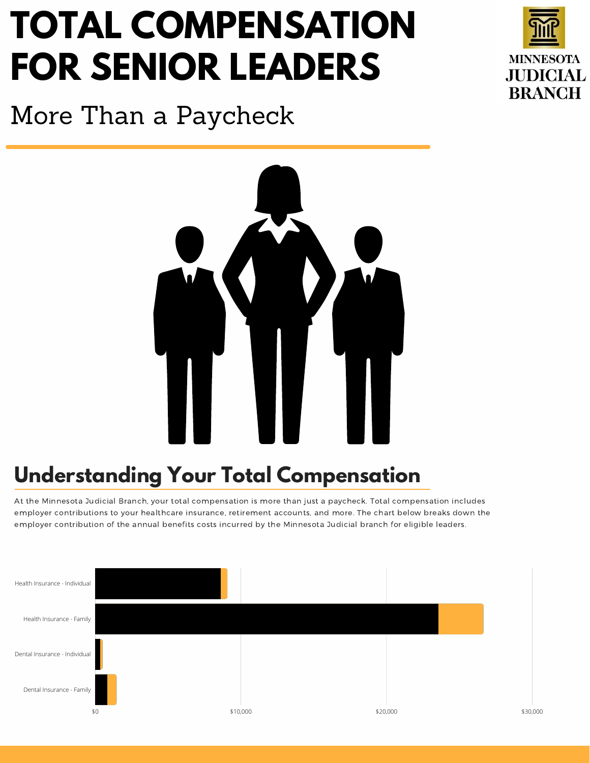# TOTAL COMPENSATION FOR SENIOR LEADERS

More Than a Paycheck

## Understanding Your Total Compensation

At the Minnesota Judicial Branch, your total compensation is more than just a paycheck. Total compensation includes employer contributions to your healthcare insurance, retirement accounts, and more. The chart below breaks down the employer contribution of the annual benefits costs incurred by the Minnesota Judicial branch for eligible leaders.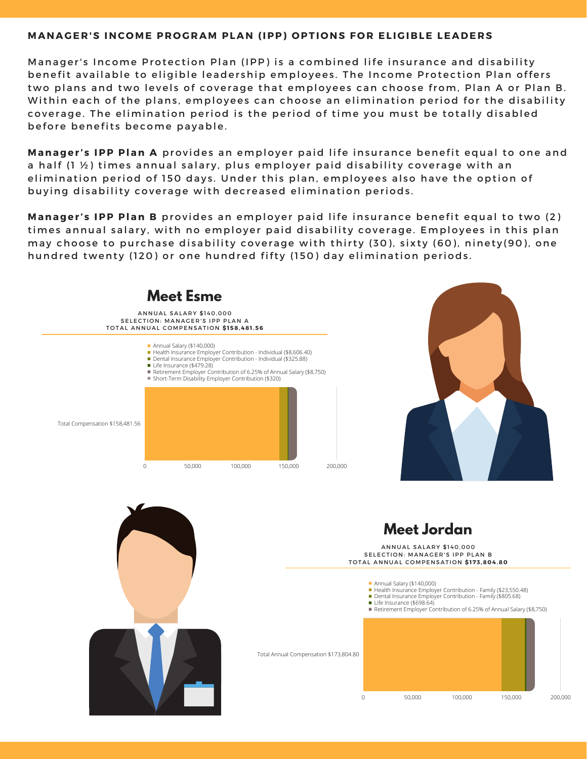## MANAGER'S INCOME PROGRAM PLAN (IPP) OPTIONS FOR ELIGIBLE LEADERS

Manager's Income Protection Plan (IPP) is a combined life insurance and disability benefit available to eligible leadership employees. The Income Protection Plan offers two plans and two levels of coverage that employees can choose from, Plan A or Plan B. Within each of the plans, employees can choose an elimination period for the disability coverage. The elimination period is the period of time you must be totally disabled before benefits become payable.

**Manager's IPP Plan A** provides an employer paid life insurance benefit equal to one and a half (1 ½) times annual salary, plus employer paid disability coverage with an elimination period of 150 days. Under this plan, employees also have the option of buying disability coverage with decreased elimination periods.

**Manager's IPP Plan B** provides an employer paid life insurance benefit equal to two (2) times annual salary, with no employer paid disability coverage. Employees in this plan may choose to purchase disability coverage with thirty (30), sixty (60), ninety(90), one hundred twenty (120) or one hundred fifty (150) day elimination periods.

## Meet Esme

ANNUAL SALARY $140,000
SELECTION: MANAGER'S IPP PLAN A
TOTAL ANNUAL COMPENSATION **$158,481.56**

- Annual Salary ($140,000)
- Health Insurance Employer Contribution - Individual ($8,606.40)
- Dental Insurance Employer Contribution - Individual ($325.88)
- Life Insurance ($479.28)
- Retirement Employer Contribution of 6.25% of Annual Salary ($8,750)
- Short-Term Disability Employer Contribution ($320)

Total Compensation $158,481.56

0 50,000 100,000 150,000 200,000

## Meet Jordan

ANNUAL SALARY $140,000
SELECTION: MANAGER'S IPP PLAN B
TOTAL ANNUAL COMPENSATION **$173,804.80**

- Annual Salary ($140,000)
- Health Insurance Employer Contribution - Family ($23,550.48)
- Dental Insurance Employer Contribution - Family ($805.68)
- Life Insurance ($698.64)
- Retirement Employer Contribution of 6.25% of Annual Salary ($8,750)

Total Annual Compensation $173,804.80

0 50,000 100,000 150,000 200,000